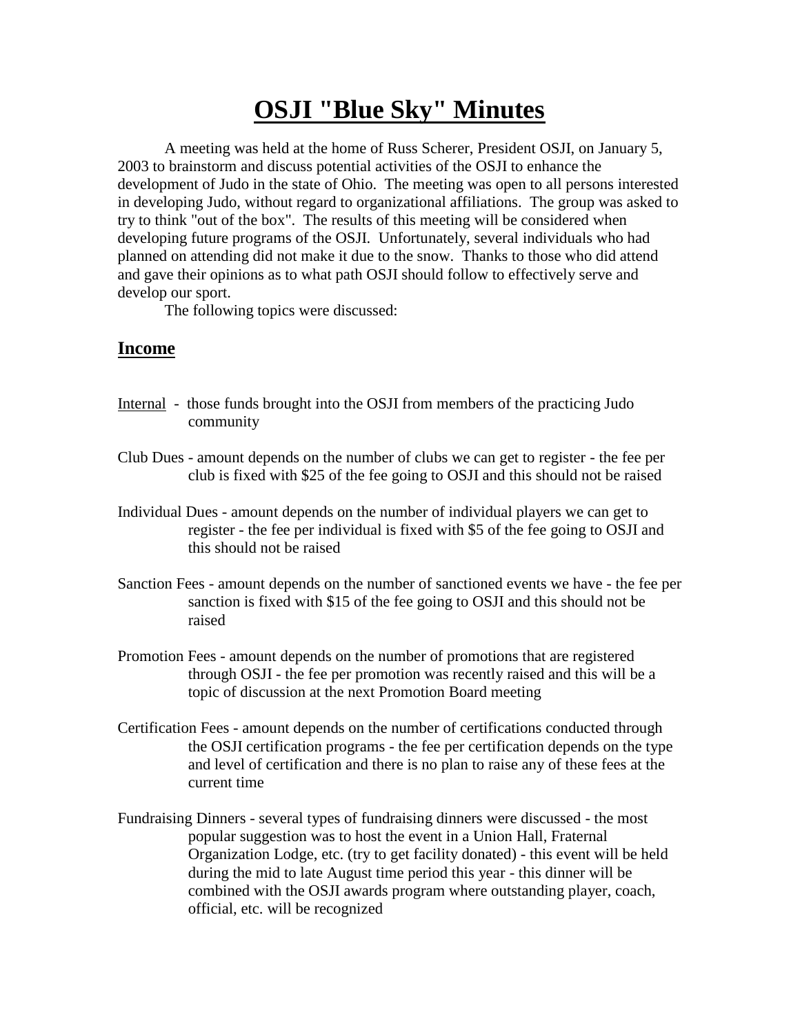# OSJI "Blue Sky" Minutes

A meeting was held at the home of Russ Scherer, President OSJI, on January 5, 2003 to brainstorm and discuss potential activities of the OSJI to enhance the development of Judo in the state of Ohio. The meeting was open to all persons interested in developing Judo, without regard to organizational affiliations. The group was asked to try to think "out of the box". The results of this meeting will be considered when developing future programs of the OSJI. Unfortunately, several individuals who had planned on attending did not make it due to the snow. Thanks to those who did attend and gave their opinions as to what path OSJI should follow to effectively serve and develop our sport.

The following topics were discussed:

## Income

Internal - those funds brought into the OSJI from members of the practicing Judo community

Club Dues - amount depends on the number of clubs we can get to register - the fee per club is fixed with $25 of the fee going to OSJI and this should not be raised

Individual Dues - amount depends on the number of individual players we can get to register - the fee per individual is fixed with $5 of the fee going to OSJI and this should not be raised

Sanction Fees - amount depends on the number of sanctioned events we have - the fee per sanction is fixed with $15 of the fee going to OSJI and this should not be raised

Promotion Fees - amount depends on the number of promotions that are registered through OSJI - the fee per promotion was recently raised and this will be a topic of discussion at the next Promotion Board meeting

Certification Fees - amount depends on the number of certifications conducted through the OSJI certification programs - the fee per certification depends on the type and level of certification and there is no plan to raise any of these fees at the current time

Fundraising Dinners - several types of fundraising dinners were discussed - the most popular suggestion was to host the event in a Union Hall, Fraternal Organization Lodge, etc. (try to get facility donated) - this event will be held during the mid to late August time period this year - this dinner will be combined with the OSJI awards program where outstanding player, coach, official, etc. will be recognized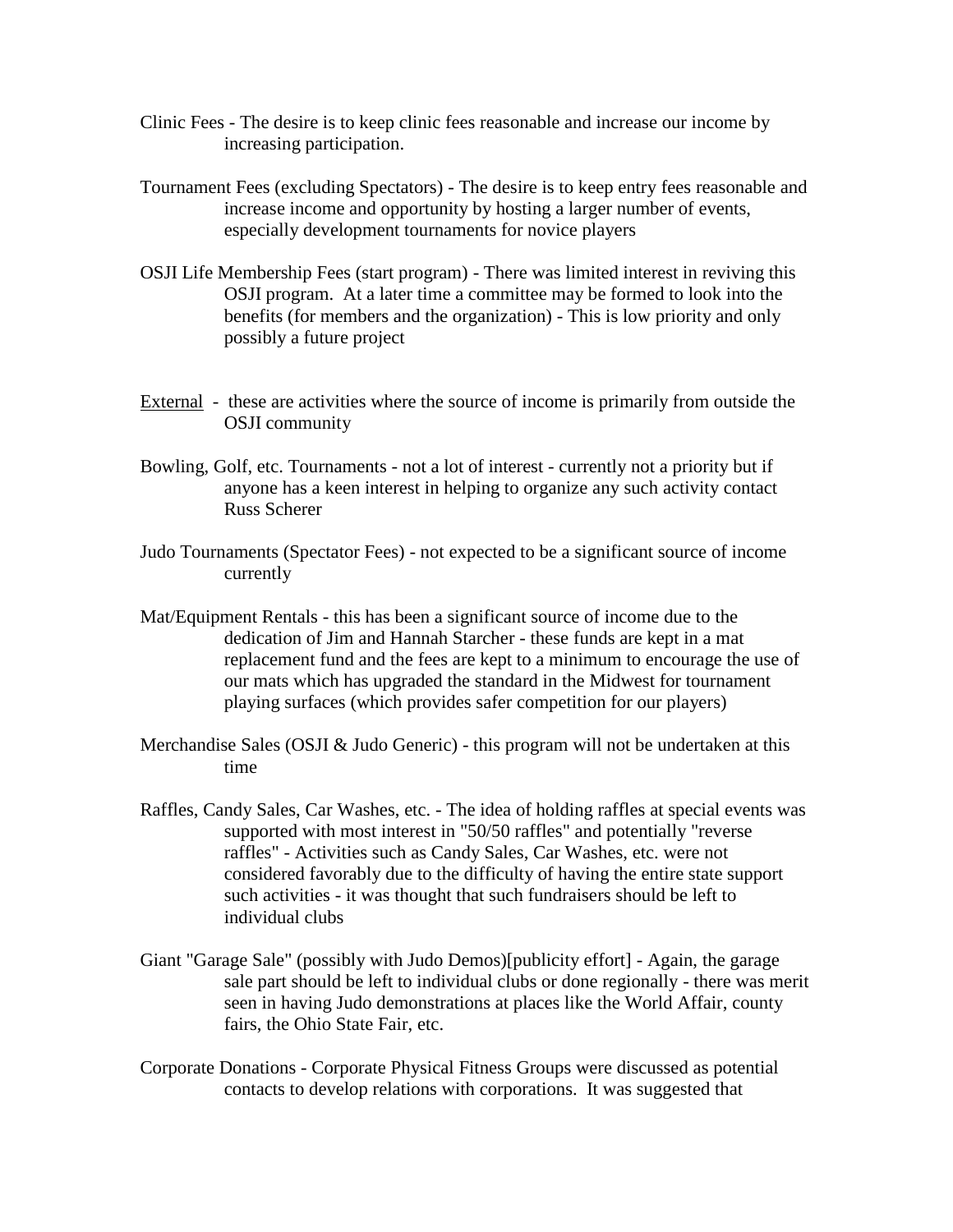Clinic Fees - The desire is to keep clinic fees reasonable and increase our income by increasing participation.

Tournament Fees (excluding Spectators) - The desire is to keep entry fees reasonable and increase income and opportunity by hosting a larger number of events, especially development tournaments for novice players

OSJI Life Membership Fees (start program) - There was limited interest in reviving this OSJI program. At a later time a committee may be formed to look into the benefits (for members and the organization) - This is low priority and only possibly a future project

<u>External</u> - these are activities where the source of income is primarily from outside the OSJI community

Bowling, Golf, etc. Tournaments - not a lot of interest - currently not a priority but if anyone has a keen interest in helping to organize any such activity contact Russ Scherer

Judo Tournaments (Spectator Fees) - not expected to be a significant source of income currently

Mat/Equipment Rentals - this has been a significant source of income due to the dedication of Jim and Hannah Starcher - these funds are kept in a mat replacement fund and the fees are kept to a minimum to encourage the use of our mats which has upgraded the standard in the Midwest for tournament playing surfaces (which provides safer competition for our players)

Merchandise Sales (OSJI & Judo Generic) - this program will not be undertaken at this time

Raffles, Candy Sales, Car Washes, etc. - The idea of holding raffles at special events was supported with most interest in "50/50 raffles" and potentially "reverse raffles" - Activities such as Candy Sales, Car Washes, etc. were not considered favorably due to the difficulty of having the entire state support such activities - it was thought that such fundraisers should be left to individual clubs

Giant "Garage Sale" (possibly with Judo Demos)[publicity effort] - Again, the garage sale part should be left to individual clubs or done regionally - there was merit seen in having Judo demonstrations at places like the World Affair, county fairs, the Ohio State Fair, etc.

Corporate Donations - Corporate Physical Fitness Groups were discussed as potential contacts to develop relations with corporations. It was suggested that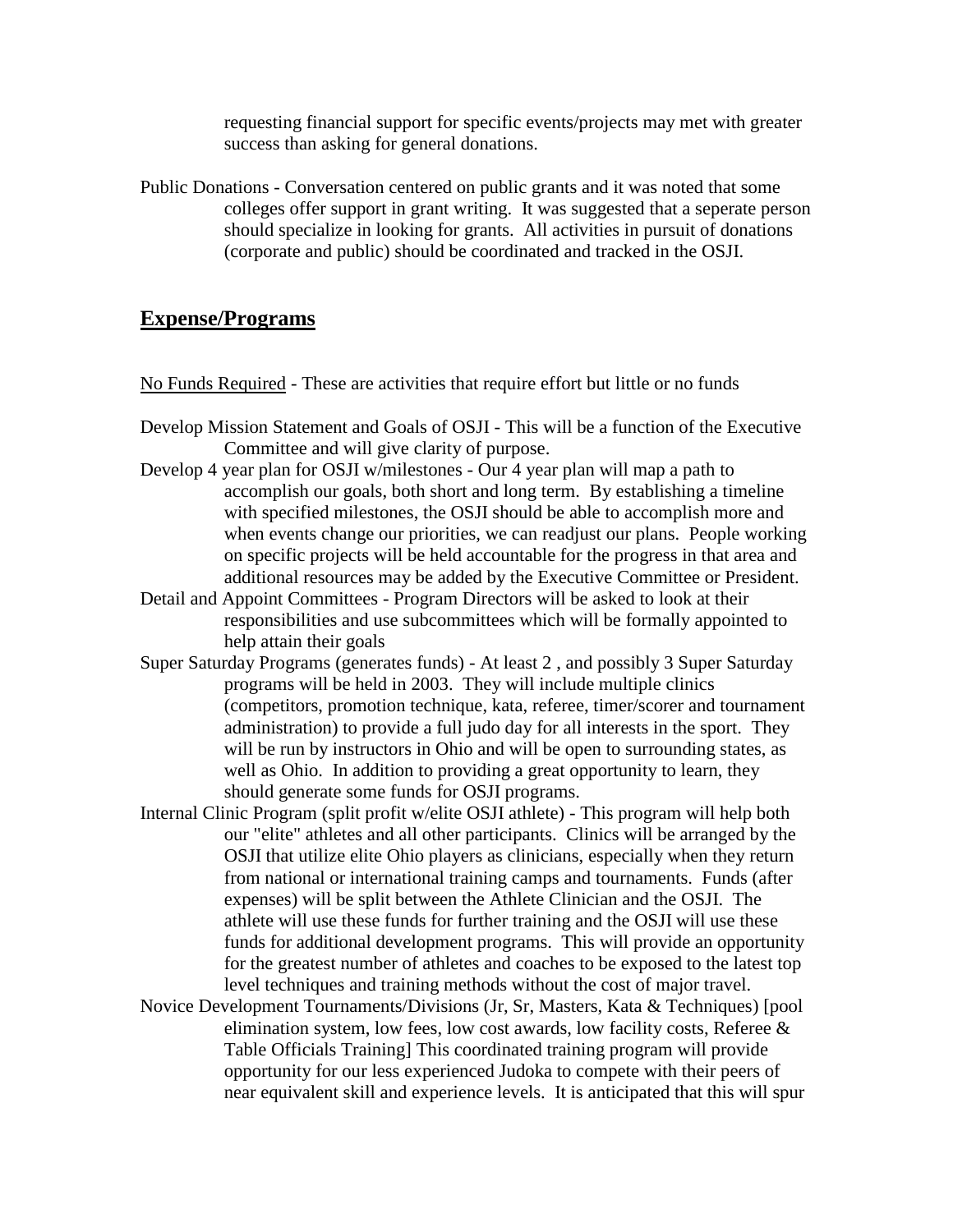requesting financial support for specific events/projects may met with greater success than asking for general donations.

Public Donations - Conversation centered on public grants and it was noted that some colleges offer support in grant writing. It was suggested that a seperate person should specialize in looking for grants. All activities in pursuit of donations (corporate and public) should be coordinated and tracked in the OSJI.

## **Expense/Programs**

<u>No Funds Required</u> - These are activities that require effort but little or no funds

Develop Mission Statement and Goals of OSJI - This will be a function of the Executive Committee and will give clarity of purpose.

Develop 4 year plan for OSJI w/milestones - Our 4 year plan will map a path to accomplish our goals, both short and long term. By establishing a timeline with specified milestones, the OSJI should be able to accomplish more and when events change our priorities, we can readjust our plans. People working on specific projects will be held accountable for the progress in that area and additional resources may be added by the Executive Committee or President.

Detail and Appoint Committees - Program Directors will be asked to look at their responsibilities and use subcommittees which will be formally appointed to help attain their goals

Super Saturday Programs (generates funds) - At least 2 , and possibly 3 Super Saturday programs will be held in 2003. They will include multiple clinics (competitors, promotion technique, kata, referee, timer/scorer and tournament administration) to provide a full judo day for all interests in the sport. They will be run by instructors in Ohio and will be open to surrounding states, as well as Ohio. In addition to providing a great opportunity to learn, they should generate some funds for OSJI programs.

Internal Clinic Program (split profit w/elite OSJI athlete) - This program will help both our "elite" athletes and all other participants. Clinics will be arranged by the OSJI that utilize elite Ohio players as clinicians, especially when they return from national or international training camps and tournaments. Funds (after expenses) will be split between the Athlete Clinician and the OSJI. The athlete will use these funds for further training and the OSJI will use these funds for additional development programs. This will provide an opportunity for the greatest number of athletes and coaches to be exposed to the latest top level techniques and training methods without the cost of major travel.

Novice Development Tournaments/Divisions (Jr, Sr, Masters, Kata & Techniques) [pool elimination system, low fees, low cost awards, low facility costs, Referee & Table Officials Training] This coordinated training program will provide opportunity for our less experienced Judoka to compete with their peers of near equivalent skill and experience levels. It is anticipated that this will spur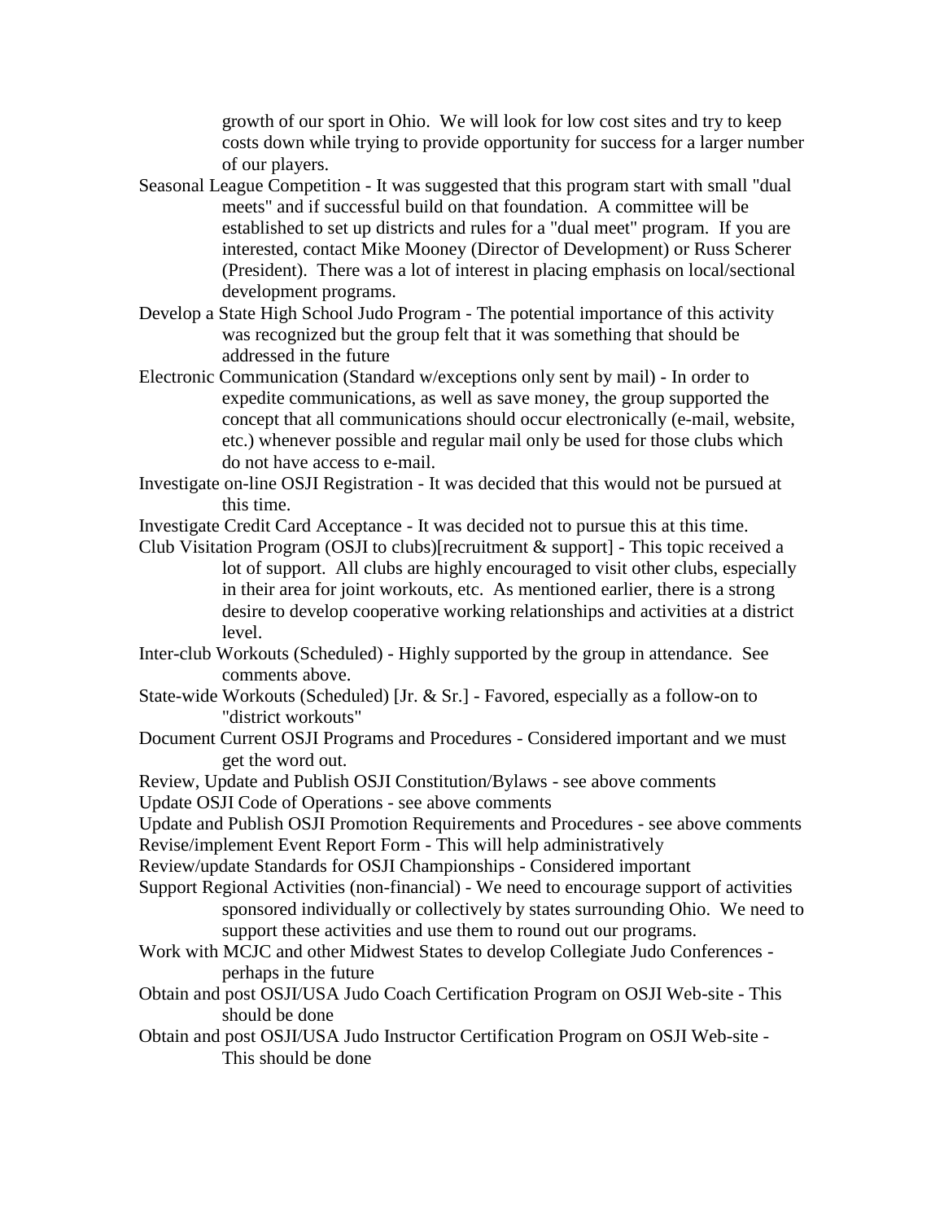growth of our sport in Ohio. We will look for low cost sites and try to keep costs down while trying to provide opportunity for success for a larger number of our players.

Seasonal League Competition - It was suggested that this program start with small "dual meets" and if successful build on that foundation. A committee will be established to set up districts and rules for a "dual meet" program. If you are interested, contact Mike Mooney (Director of Development) or Russ Scherer (President). There was a lot of interest in placing emphasis on local/sectional development programs.

Develop a State High School Judo Program - The potential importance of this activity was recognized but the group felt that it was something that should be addressed in the future

Electronic Communication (Standard w/exceptions only sent by mail) - In order to expedite communications, as well as save money, the group supported the concept that all communications should occur electronically (e-mail, website, etc.) whenever possible and regular mail only be used for those clubs which do not have access to e-mail.

Investigate on-line OSJI Registration - It was decided that this would not be pursued at this time.

Investigate Credit Card Acceptance - It was decided not to pursue this at this time.

Club Visitation Program (OSJI to clubs)[recruitment & support] - This topic received a lot of support. All clubs are highly encouraged to visit other clubs, especially in their area for joint workouts, etc. As mentioned earlier, there is a strong desire to develop cooperative working relationships and activities at a district level.

Inter-club Workouts (Scheduled) - Highly supported by the group in attendance. See comments above.

State-wide Workouts (Scheduled) [Jr. & Sr.] - Favored, especially as a follow-on to "district workouts"

Document Current OSJI Programs and Procedures - Considered important and we must get the word out.

Review, Update and Publish OSJI Constitution/Bylaws - see above comments

Update OSJI Code of Operations - see above comments

Update and Publish OSJI Promotion Requirements and Procedures - see above comments

Revise/implement Event Report Form - This will help administratively

Review/update Standards for OSJI Championships - Considered important

Support Regional Activities (non-financial) - We need to encourage support of activities sponsored individually or collectively by states surrounding Ohio. We need to support these activities and use them to round out our programs.

Work with MCJC and other Midwest States to develop Collegiate Judo Conferences - perhaps in the future

Obtain and post OSJI/USA Judo Coach Certification Program on OSJI Web-site - This should be done

Obtain and post OSJI/USA Judo Instructor Certification Program on OSJI Web-site - This should be done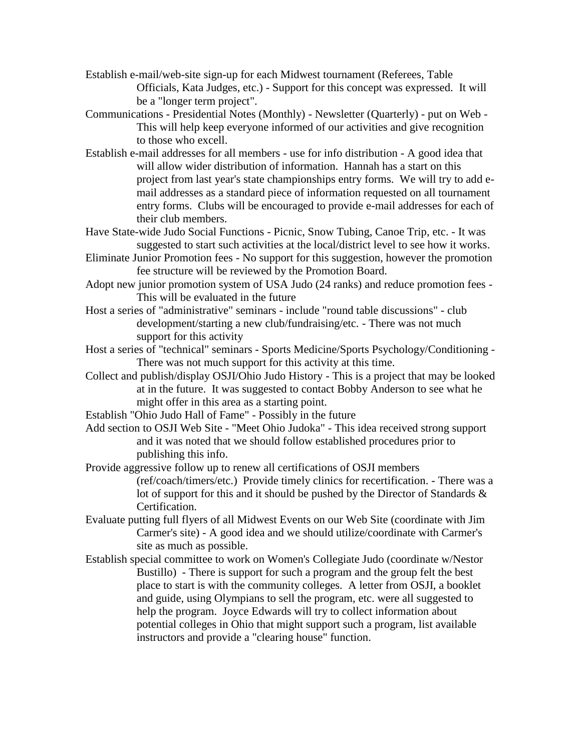Establish e-mail/web-site sign-up for each Midwest tournament (Referees, Table Officials, Kata Judges, etc.) - Support for this concept was expressed. It will be a "longer term project".

Communications - Presidential Notes (Monthly) - Newsletter (Quarterly) - put on Web - This will help keep everyone informed of our activities and give recognition to those who excell.

Establish e-mail addresses for all members - use for info distribution - A good idea that will allow wider distribution of information. Hannah has a start on this project from last year's state championships entry forms. We will try to add e-mail addresses as a standard piece of information requested on all tournament entry forms. Clubs will be encouraged to provide e-mail addresses for each of their club members.

Have State-wide Judo Social Functions - Picnic, Snow Tubing, Canoe Trip, etc. - It was suggested to start such activities at the local/district level to see how it works.

Eliminate Junior Promotion fees - No support for this suggestion, however the promotion fee structure will be reviewed by the Promotion Board.

Adopt new junior promotion system of USA Judo (24 ranks) and reduce promotion fees - This will be evaluated in the future

Host a series of "administrative" seminars - include "round table discussions" - club development/starting a new club/fundraising/etc. - There was not much support for this activity

Host a series of "technical" seminars - Sports Medicine/Sports Psychology/Conditioning - There was not much support for this activity at this time.

Collect and publish/display OSJI/Ohio Judo History - This is a project that may be looked at in the future. It was suggested to contact Bobby Anderson to see what he might offer in this area as a starting point.

Establish "Ohio Judo Hall of Fame" - Possibly in the future

Add section to OSJI Web Site - "Meet Ohio Judoka" - This idea received strong support and it was noted that we should follow established procedures prior to publishing this info.

Provide aggressive follow up to renew all certifications of OSJI members (ref/coach/timers/etc.) Provide timely clinics for recertification. - There was a lot of support for this and it should be pushed by the Director of Standards & Certification.

Evaluate putting full flyers of all Midwest Events on our Web Site (coordinate with Jim Carmer's site) - A good idea and we should utilize/coordinate with Carmer's site as much as possible.

Establish special committee to work on Women's Collegiate Judo (coordinate w/Nestor Bustillo) - There is support for such a program and the group felt the best place to start is with the community colleges. A letter from OSJI, a booklet and guide, using Olympians to sell the program, etc. were all suggested to help the program. Joyce Edwards will try to collect information about potential colleges in Ohio that might support such a program, list available instructors and provide a "clearing house" function.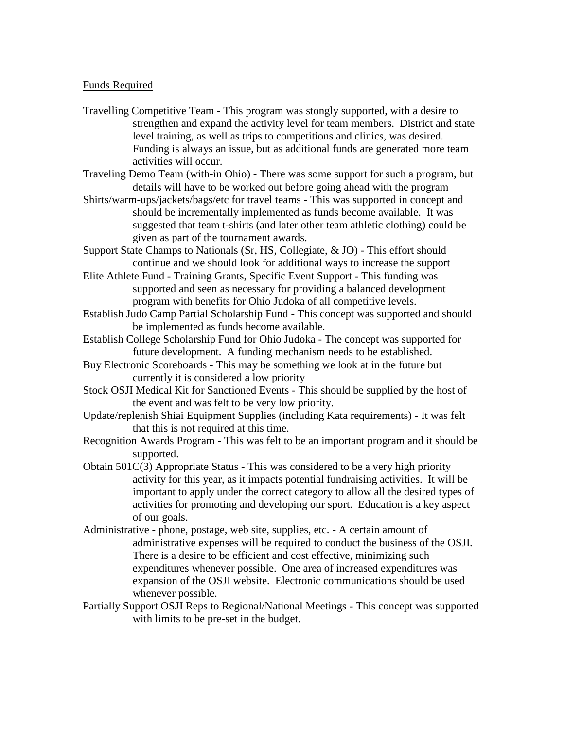<u>Funds Required</u>

Travelling Competitive Team - This program was stongly supported, with a desire to strengthen and expand the activity level for team members. District and state level training, as well as trips to competitions and clinics, was desired. Funding is always an issue, but as additional funds are generated more team activities will occur.

Traveling Demo Team (with-in Ohio) - There was some support for such a program, but details will have to be worked out before going ahead with the program

Shirts/warm-ups/jackets/bags/etc for travel teams - This was supported in concept and should be incrementally implemented as funds become available. It was suggested that team t-shirts (and later other team athletic clothing) could be given as part of the tournament awards.

Support State Champs to Nationals (Sr, HS, Collegiate, & JO) - This effort should continue and we should look for additional ways to increase the support

Elite Athlete Fund - Training Grants, Specific Event Support - This funding was supported and seen as necessary for providing a balanced development program with benefits for Ohio Judoka of all competitive levels.

Establish Judo Camp Partial Scholarship Fund - This concept was supported and should be implemented as funds become available.

Establish College Scholarship Fund for Ohio Judoka - The concept was supported for future development. A funding mechanism needs to be established.

Buy Electronic Scoreboards - This may be something we look at in the future but currently it is considered a low priority

Stock OSJI Medical Kit for Sanctioned Events - This should be supplied by the host of the event and was felt to be very low priority.

Update/replenish Shiai Equipment Supplies (including Kata requirements) - It was felt that this is not required at this time.

Recognition Awards Program - This was felt to be an important program and it should be supported.

Obtain 501C(3) Appropriate Status - This was considered to be a very high priority activity for this year, as it impacts potential fundraising activities. It will be important to apply under the correct category to allow all the desired types of activities for promoting and developing our sport. Education is a key aspect of our goals.

Administrative - phone, postage, web site, supplies, etc. - A certain amount of administrative expenses will be required to conduct the business of the OSJI. There is a desire to be efficient and cost effective, minimizing such expenditures whenever possible. One area of increased expenditures was expansion of the OSJI website. Electronic communications should be used whenever possible.

Partially Support OSJI Reps to Regional/National Meetings - This concept was supported with limits to be pre-set in the budget.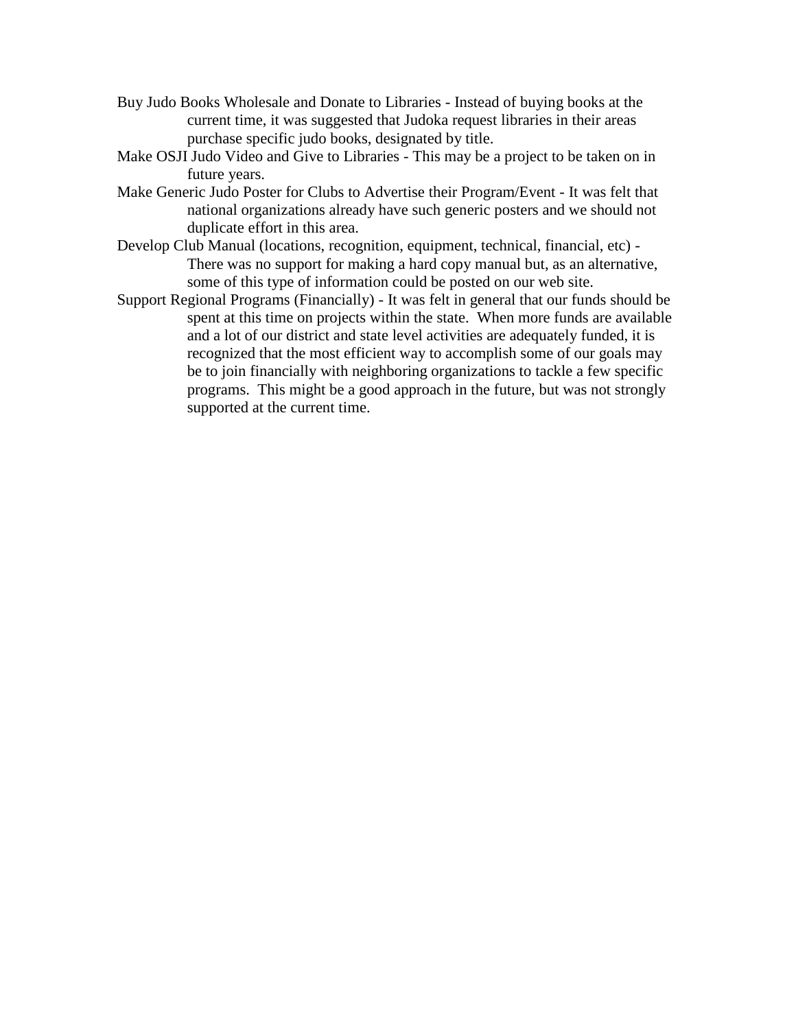Buy Judo Books Wholesale and Donate to Libraries - Instead of buying books at the current time, it was suggested that Judoka request libraries in their areas purchase specific judo books, designated by title.

Make OSJI Judo Video and Give to Libraries - This may be a project to be taken on in future years.

Make Generic Judo Poster for Clubs to Advertise their Program/Event - It was felt that national organizations already have such generic posters and we should not duplicate effort in this area.

Develop Club Manual (locations, recognition, equipment, technical, financial, etc) - There was no support for making a hard copy manual but, as an alternative, some of this type of information could be posted on our web site.

Support Regional Programs (Financially) - It was felt in general that our funds should be spent at this time on projects within the state. When more funds are available and a lot of our district and state level activities are adequately funded, it is recognized that the most efficient way to accomplish some of our goals may be to join financially with neighboring organizations to tackle a few specific programs. This might be a good approach in the future, but was not strongly supported at the current time.